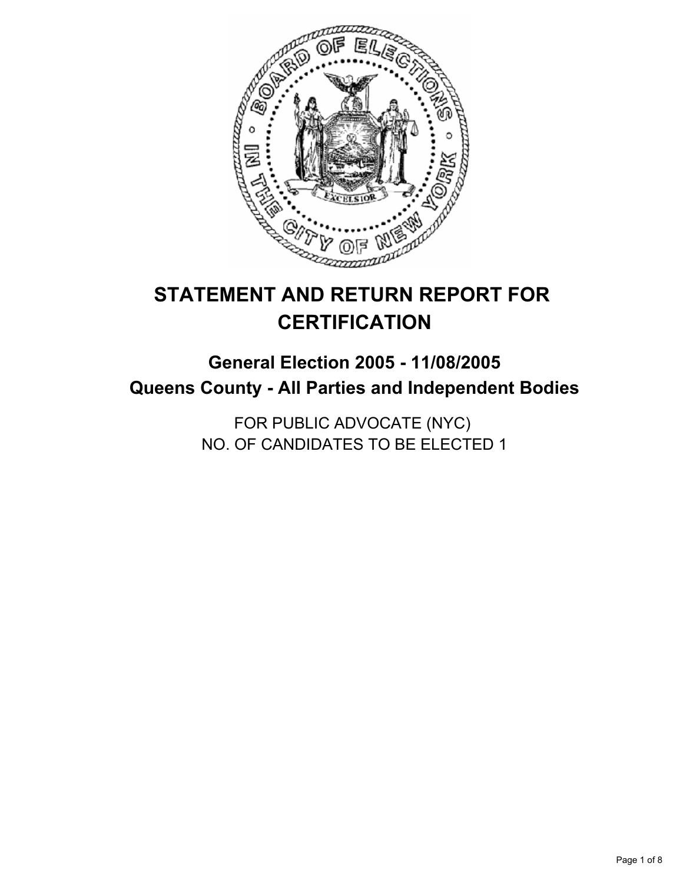# STATEMENT AND RETURN REPORT FOR CERTIFICATION

## General Election 2005 - 11/08/2005
## Queens County - All Parties and Independent Bodies

FOR PUBLIC ADVOCATE (NYC)
NO. OF CANDIDATES TO BE ELECTED 1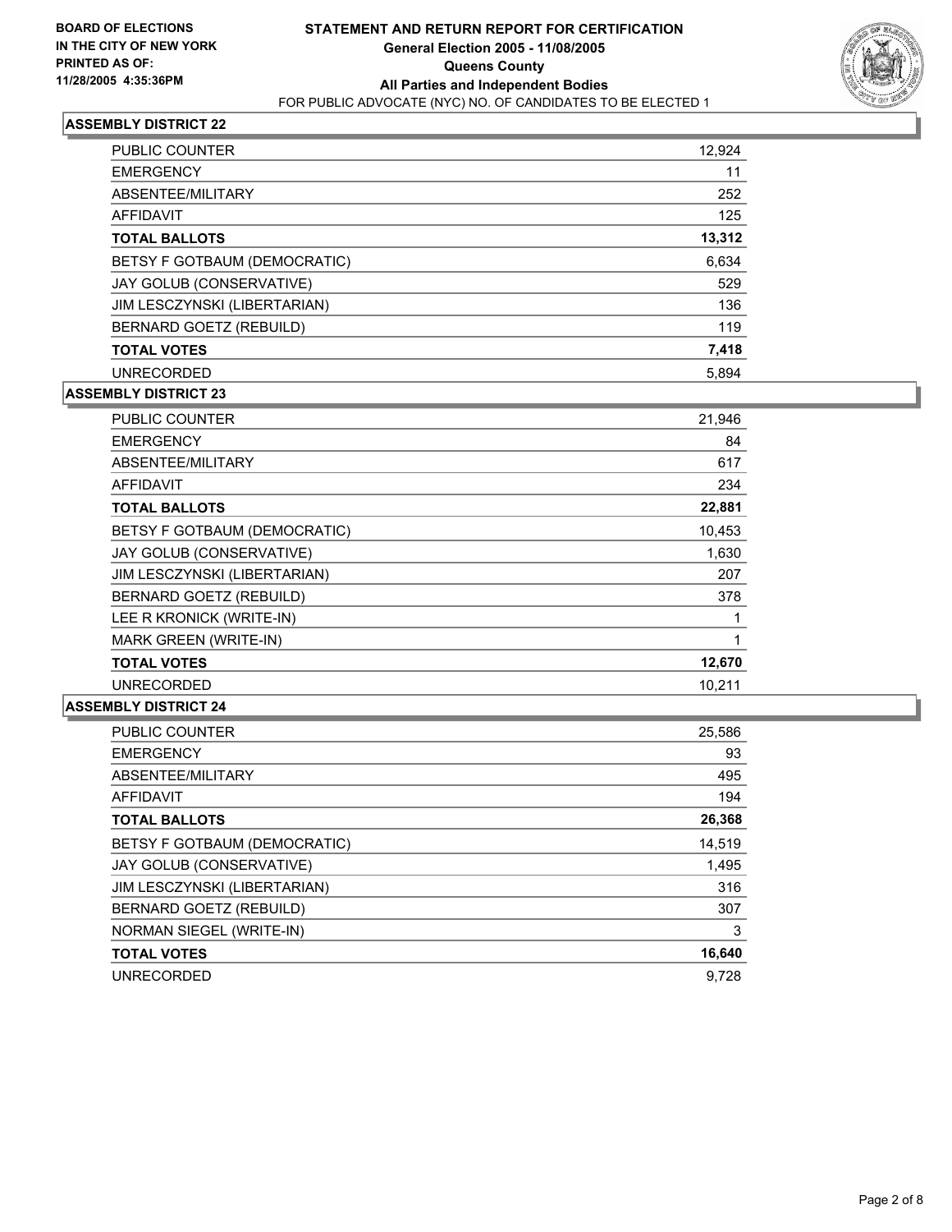**BOARD OF ELECTIONS IN THE CITY OF NEW YORK PRINTED AS OF: 11/28/2005 4:35:36PM**

# STATEMENT AND RETURN REPORT FOR CERTIFICATION

**General Election 2005 - 11/08/2005**
**Queens County**
**All Parties and Independent Bodies**
FOR PUBLIC ADVOCATE (NYC) NO. OF CANDIDATES TO BE ELECTED 1

## ASSEMBLY DISTRICT 22

| | |
|---|---|
| PUBLIC COUNTER | 12,924 |
| EMERGENCY | 11 |
| ABSENTEE/MILITARY | 252 |
| AFFIDAVIT | 125 |
| **TOTAL BALLOTS** | **13,312** |
| BETSY F GOTBAUM (DEMOCRATIC) | 6,634 |
| JAY GOLUB (CONSERVATIVE) | 529 |
| JIM LESCZYNSKI (LIBERTARIAN) | 136 |
| BERNARD GOETZ (REBUILD) | 119 |
| **TOTAL VOTES** | **7,418** |
| UNRECORDED | 5,894 |

## ASSEMBLY DISTRICT 23

| | |
|---|---|
| PUBLIC COUNTER | 21,946 |
| EMERGENCY | 84 |
| ABSENTEE/MILITARY | 617 |
| AFFIDAVIT | 234 |
| **TOTAL BALLOTS** | **22,881** |
| BETSY F GOTBAUM (DEMOCRATIC) | 10,453 |
| JAY GOLUB (CONSERVATIVE) | 1,630 |
| JIM LESCZYNSKI (LIBERTARIAN) | 207 |
| BERNARD GOETZ (REBUILD) | 378 |
| LEE R KRONICK (WRITE-IN) | 1 |
| MARK GREEN (WRITE-IN) | 1 |
| **TOTAL VOTES** | **12,670** |
| UNRECORDED | 10,211 |

## ASSEMBLY DISTRICT 24

| | |
|---|---|
| PUBLIC COUNTER | 25,586 |
| EMERGENCY | 93 |
| ABSENTEE/MILITARY | 495 |
| AFFIDAVIT | 194 |
| **TOTAL BALLOTS** | **26,368** |
| BETSY F GOTBAUM (DEMOCRATIC) | 14,519 |
| JAY GOLUB (CONSERVATIVE) | 1,495 |
| JIM LESCZYNSKI (LIBERTARIAN) | 316 |
| BERNARD GOETZ (REBUILD) | 307 |
| NORMAN SIEGEL (WRITE-IN) | 3 |
| **TOTAL VOTES** | **16,640** |
| UNRECORDED | 9,728 |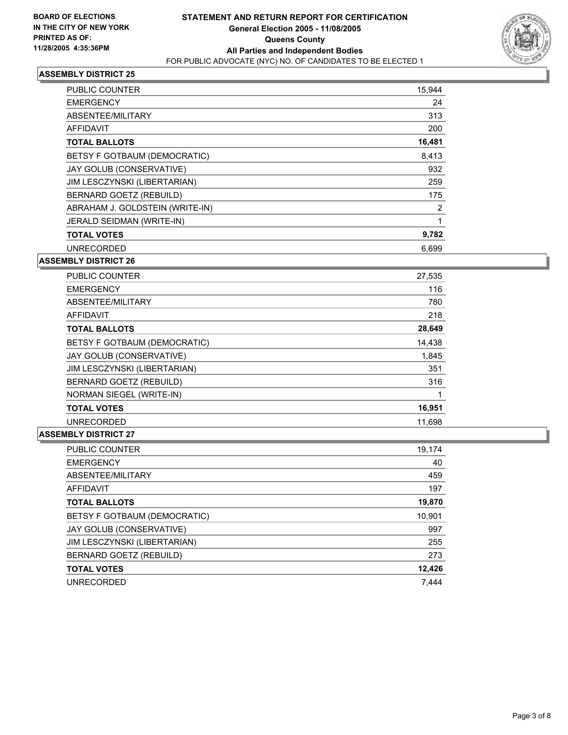**BOARD OF ELECTIONS IN THE CITY OF NEW YORK PRINTED AS OF: 11/28/2005 4:35:36PM**

# STATEMENT AND RETURN REPORT FOR CERTIFICATION
## General Election 2005 - 11/08/2005
## Queens County
## All Parties and Independent Bodies
FOR PUBLIC ADVOCATE (NYC) NO. OF CANDIDATES TO BE ELECTED 1

### ASSEMBLY DISTRICT 25

| | |
|---|---|
| PUBLIC COUNTER | 15,944 |
| EMERGENCY | 24 |
| ABSENTEE/MILITARY | 313 |
| AFFIDAVIT | 200 |
| **TOTAL BALLOTS** | **16,481** |
| BETSY F GOTBAUM (DEMOCRATIC) | 8,413 |
| JAY GOLUB (CONSERVATIVE) | 932 |
| JIM LESCZYNSKI (LIBERTARIAN) | 259 |
| BERNARD GOETZ (REBUILD) | 175 |
| ABRAHAM J. GOLDSTEIN (WRITE-IN) | 2 |
| JERALD SEIDMAN (WRITE-IN) | 1 |
| **TOTAL VOTES** | **9,782** |
| UNRECORDED | 6,699 |

### ASSEMBLY DISTRICT 26

| | |
|---|---|
| PUBLIC COUNTER | 27,535 |
| EMERGENCY | 116 |
| ABSENTEE/MILITARY | 780 |
| AFFIDAVIT | 218 |
| **TOTAL BALLOTS** | **28,649** |
| BETSY F GOTBAUM (DEMOCRATIC) | 14,438 |
| JAY GOLUB (CONSERVATIVE) | 1,845 |
| JIM LESCZYNSKI (LIBERTARIAN) | 351 |
| BERNARD GOETZ (REBUILD) | 316 |
| NORMAN SIEGEL (WRITE-IN) | 1 |
| **TOTAL VOTES** | **16,951** |
| UNRECORDED | 11,698 |

### ASSEMBLY DISTRICT 27

| | |
|---|---|
| PUBLIC COUNTER | 19,174 |
| EMERGENCY | 40 |
| ABSENTEE/MILITARY | 459 |
| AFFIDAVIT | 197 |
| **TOTAL BALLOTS** | **19,870** |
| BETSY F GOTBAUM (DEMOCRATIC) | 10,901 |
| JAY GOLUB (CONSERVATIVE) | 997 |
| JIM LESCZYNSKI (LIBERTARIAN) | 255 |
| BERNARD GOETZ (REBUILD) | 273 |
| **TOTAL VOTES** | **12,426** |
| UNRECORDED | 7,444 |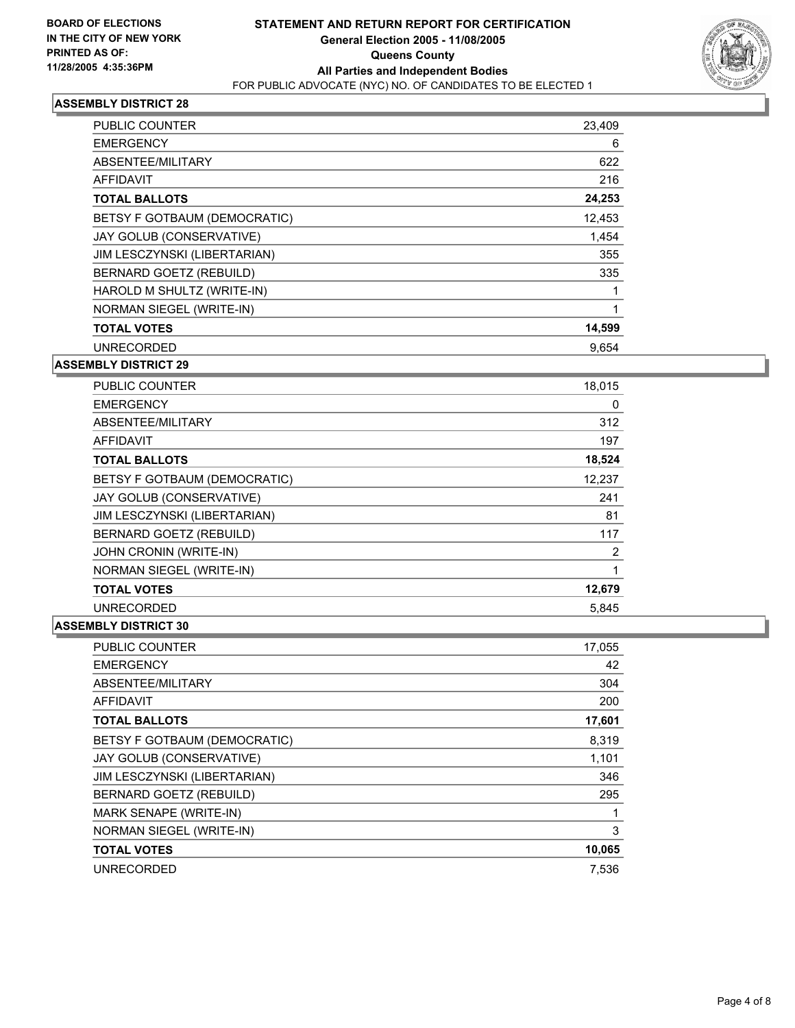**BOARD OF ELECTIONS IN THE CITY OF NEW YORK**
**PRINTED AS OF: 11/28/2005 4:35:36PM**

# STATEMENT AND RETURN REPORT FOR CERTIFICATION
## General Election 2005 - 11/08/2005
## Queens County
## All Parties and Independent Bodies
FOR PUBLIC ADVOCATE (NYC) NO. OF CANDIDATES TO BE ELECTED 1

### ASSEMBLY DISTRICT 28

| | |
|---|---:|
| PUBLIC COUNTER | 23,409 |
| EMERGENCY | 6 |
| ABSENTEE/MILITARY | 622 |
| AFFIDAVIT | 216 |
| **TOTAL BALLOTS** | **24,253** |
| BETSY F GOTBAUM (DEMOCRATIC) | 12,453 |
| JAY GOLUB (CONSERVATIVE) | 1,454 |
| JIM LESCZYNSKI (LIBERTARIAN) | 355 |
| BERNARD GOETZ (REBUILD) | 335 |
| HAROLD M SHULTZ (WRITE-IN) | 1 |
| NORMAN SIEGEL (WRITE-IN) | 1 |
| **TOTAL VOTES** | **14,599** |
| UNRECORDED | 9,654 |

### ASSEMBLY DISTRICT 29

| | |
|---|---:|
| PUBLIC COUNTER | 18,015 |
| EMERGENCY | 0 |
| ABSENTEE/MILITARY | 312 |
| AFFIDAVIT | 197 |
| **TOTAL BALLOTS** | **18,524** |
| BETSY F GOTBAUM (DEMOCRATIC) | 12,237 |
| JAY GOLUB (CONSERVATIVE) | 241 |
| JIM LESCZYNSKI (LIBERTARIAN) | 81 |
| BERNARD GOETZ (REBUILD) | 117 |
| JOHN CRONIN (WRITE-IN) | 2 |
| NORMAN SIEGEL (WRITE-IN) | 1 |
| **TOTAL VOTES** | **12,679** |
| UNRECORDED | 5,845 |

### ASSEMBLY DISTRICT 30

| | |
|---|---:|
| PUBLIC COUNTER | 17,055 |
| EMERGENCY | 42 |
| ABSENTEE/MILITARY | 304 |
| AFFIDAVIT | 200 |
| **TOTAL BALLOTS** | **17,601** |
| BETSY F GOTBAUM (DEMOCRATIC) | 8,319 |
| JAY GOLUB (CONSERVATIVE) | 1,101 |
| JIM LESCZYNSKI (LIBERTARIAN) | 346 |
| BERNARD GOETZ (REBUILD) | 295 |
| MARK SENAPE (WRITE-IN) | 1 |
| NORMAN SIEGEL (WRITE-IN) | 3 |
| **TOTAL VOTES** | **10,065** |
| UNRECORDED | 7,536 |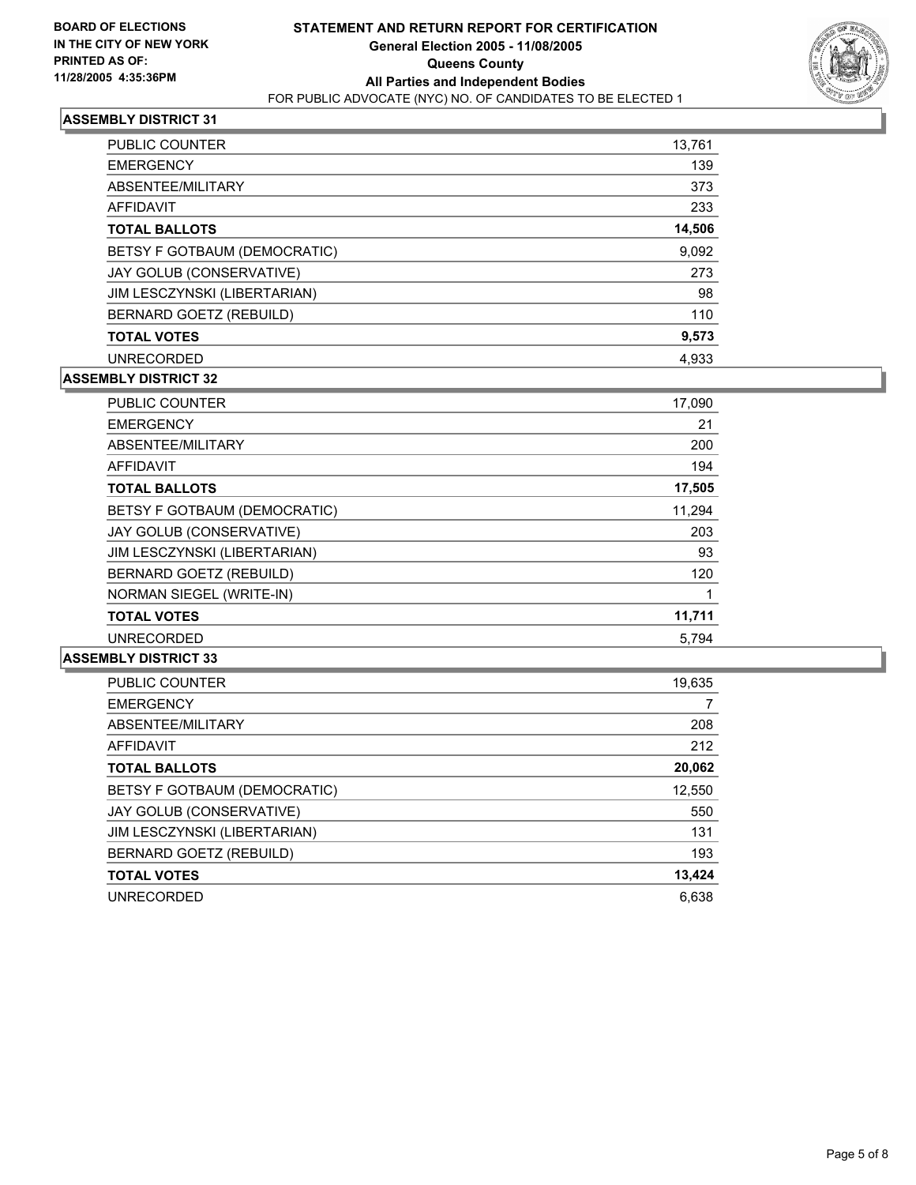**BOARD OF ELECTIONS**
**IN THE CITY OF NEW YORK**
**PRINTED AS OF:**
**11/28/2005 4:35:36PM**

# STATEMENT AND RETURN REPORT FOR CERTIFICATION
## General Election 2005 - 11/08/2005
## Queens County
## All Parties and Independent Bodies
FOR PUBLIC ADVOCATE (NYC) NO. OF CANDIDATES TO BE ELECTED 1

### ASSEMBLY DISTRICT 31

| | |
|---|---|
| PUBLIC COUNTER | 13,761 |
| EMERGENCY | 139 |
| ABSENTEE/MILITARY | 373 |
| AFFIDAVIT | 233 |
| **TOTAL BALLOTS** | **14,506** |
| BETSY F GOTBAUM (DEMOCRATIC) | 9,092 |
| JAY GOLUB (CONSERVATIVE) | 273 |
| JIM LESCZYNSKI (LIBERTARIAN) | 98 |
| BERNARD GOETZ (REBUILD) | 110 |
| **TOTAL VOTES** | **9,573** |
| UNRECORDED | 4,933 |

### ASSEMBLY DISTRICT 32

| | |
|---|---|
| PUBLIC COUNTER | 17,090 |
| EMERGENCY | 21 |
| ABSENTEE/MILITARY | 200 |
| AFFIDAVIT | 194 |
| **TOTAL BALLOTS** | **17,505** |
| BETSY F GOTBAUM (DEMOCRATIC) | 11,294 |
| JAY GOLUB (CONSERVATIVE) | 203 |
| JIM LESCZYNSKI (LIBERTARIAN) | 93 |
| BERNARD GOETZ (REBUILD) | 120 |
| NORMAN SIEGEL (WRITE-IN) | 1 |
| **TOTAL VOTES** | **11,711** |
| UNRECORDED | 5,794 |

### ASSEMBLY DISTRICT 33

| | |
|---|---|
| PUBLIC COUNTER | 19,635 |
| EMERGENCY | 7 |
| ABSENTEE/MILITARY | 208 |
| AFFIDAVIT | 212 |
| **TOTAL BALLOTS** | **20,062** |
| BETSY F GOTBAUM (DEMOCRATIC) | 12,550 |
| JAY GOLUB (CONSERVATIVE) | 550 |
| JIM LESCZYNSKI (LIBERTARIAN) | 131 |
| BERNARD GOETZ (REBUILD) | 193 |
| **TOTAL VOTES** | **13,424** |
| UNRECORDED | 6,638 |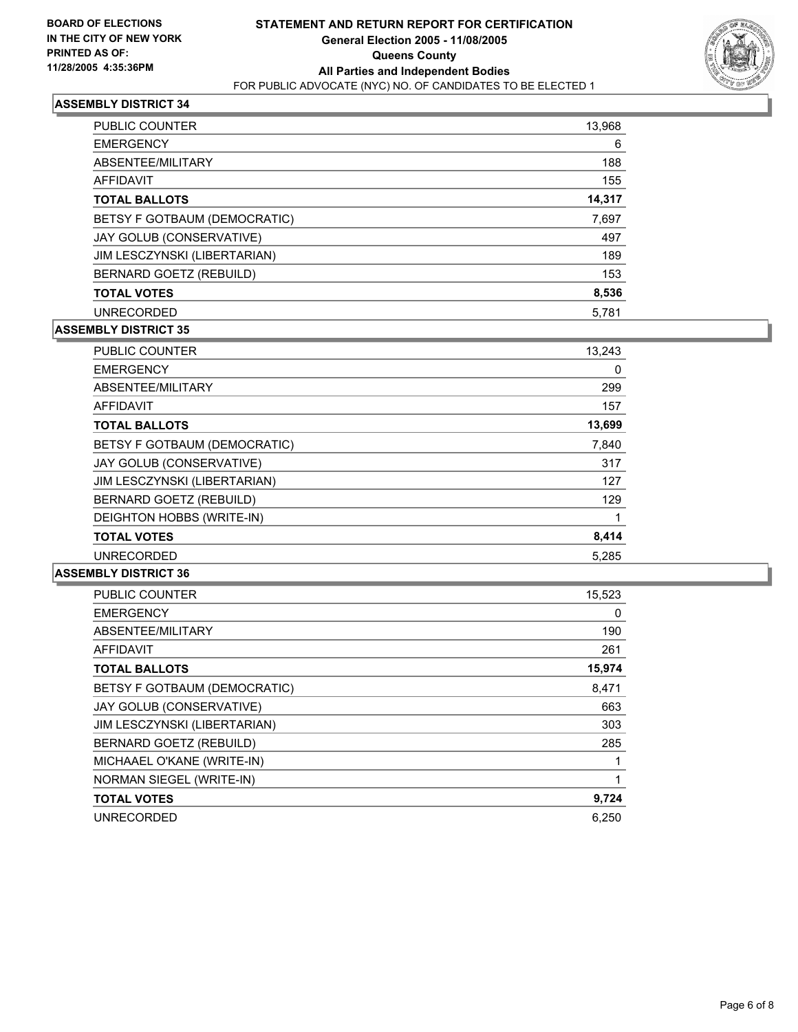**BOARD OF ELECTIONS IN THE CITY OF NEW YORK PRINTED AS OF: 11/28/2005 4:35:36PM**

# STATEMENT AND RETURN REPORT FOR CERTIFICATION
## General Election 2005 - 11/08/2005
## Queens County
## All Parties and Independent Bodies
FOR PUBLIC ADVOCATE (NYC) NO. OF CANDIDATES TO BE ELECTED 1

### ASSEMBLY DISTRICT 34

| | |
|---|---|
| PUBLIC COUNTER | 13,968 |
| EMERGENCY | 6 |
| ABSENTEE/MILITARY | 188 |
| AFFIDAVIT | 155 |
| **TOTAL BALLOTS** | **14,317** |
| BETSY F GOTBAUM (DEMOCRATIC) | 7,697 |
| JAY GOLUB (CONSERVATIVE) | 497 |
| JIM LESCZYNSKI (LIBERTARIAN) | 189 |
| BERNARD GOETZ (REBUILD) | 153 |
| **TOTAL VOTES** | **8,536** |
| UNRECORDED | 5,781 |

### ASSEMBLY DISTRICT 35

| | |
|---|---|
| PUBLIC COUNTER | 13,243 |
| EMERGENCY | 0 |
| ABSENTEE/MILITARY | 299 |
| AFFIDAVIT | 157 |
| **TOTAL BALLOTS** | **13,699** |
| BETSY F GOTBAUM (DEMOCRATIC) | 7,840 |
| JAY GOLUB (CONSERVATIVE) | 317 |
| JIM LESCZYNSKI (LIBERTARIAN) | 127 |
| BERNARD GOETZ (REBUILD) | 129 |
| DEIGHTON HOBBS (WRITE-IN) | 1 |
| **TOTAL VOTES** | **8,414** |
| UNRECORDED | 5,285 |

### ASSEMBLY DISTRICT 36

| | |
|---|---|
| PUBLIC COUNTER | 15,523 |
| EMERGENCY | 0 |
| ABSENTEE/MILITARY | 190 |
| AFFIDAVIT | 261 |
| **TOTAL BALLOTS** | **15,974** |
| BETSY F GOTBAUM (DEMOCRATIC) | 8,471 |
| JAY GOLUB (CONSERVATIVE) | 663 |
| JIM LESCZYNSKI (LIBERTARIAN) | 303 |
| BERNARD GOETZ (REBUILD) | 285 |
| MICHAAEL O'KANE (WRITE-IN) | 1 |
| NORMAN SIEGEL (WRITE-IN) | 1 |
| **TOTAL VOTES** | **9,724** |
| UNRECORDED | 6,250 |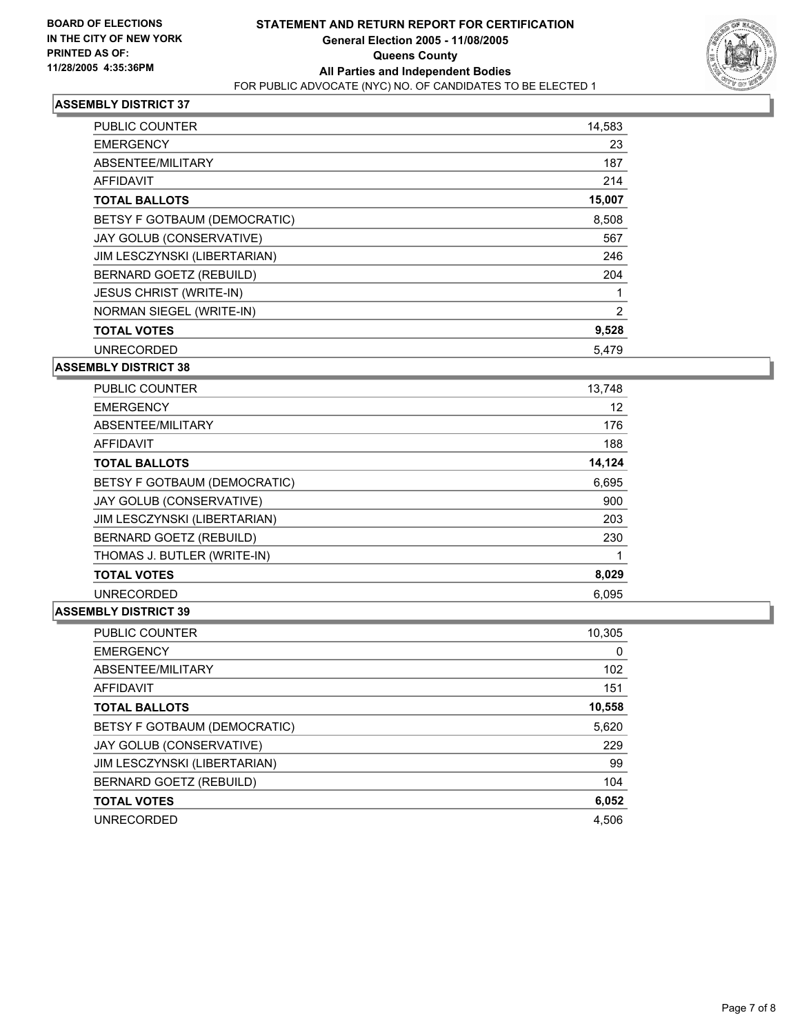**BOARD OF ELECTIONS IN THE CITY OF NEW YORK PRINTED AS OF: 11/28/2005 4:35:36PM**

# STATEMENT AND RETURN REPORT FOR CERTIFICATION
## General Election 2005 - 11/08/2005
## Queens County
## All Parties and Independent Bodies
FOR PUBLIC ADVOCATE (NYC) NO. OF CANDIDATES TO BE ELECTED 1

### ASSEMBLY DISTRICT 37

| | |
|---|---|
| PUBLIC COUNTER | 14,583 |
| EMERGENCY | 23 |
| ABSENTEE/MILITARY | 187 |
| AFFIDAVIT | 214 |
| **TOTAL BALLOTS** | **15,007** |
| BETSY F GOTBAUM (DEMOCRATIC) | 8,508 |
| JAY GOLUB (CONSERVATIVE) | 567 |
| JIM LESCZYNSKI (LIBERTARIAN) | 246 |
| BERNARD GOETZ (REBUILD) | 204 |
| JESUS CHRIST (WRITE-IN) | 1 |
| NORMAN SIEGEL (WRITE-IN) | 2 |
| **TOTAL VOTES** | **9,528** |
| UNRECORDED | 5,479 |

### ASSEMBLY DISTRICT 38

| | |
|---|---|
| PUBLIC COUNTER | 13,748 |
| EMERGENCY | 12 |
| ABSENTEE/MILITARY | 176 |
| AFFIDAVIT | 188 |
| **TOTAL BALLOTS** | **14,124** |
| BETSY F GOTBAUM (DEMOCRATIC) | 6,695 |
| JAY GOLUB (CONSERVATIVE) | 900 |
| JIM LESCZYNSKI (LIBERTARIAN) | 203 |
| BERNARD GOETZ (REBUILD) | 230 |
| THOMAS J. BUTLER (WRITE-IN) | 1 |
| **TOTAL VOTES** | **8,029** |
| UNRECORDED | 6,095 |

### ASSEMBLY DISTRICT 39

| | |
|---|---|
| PUBLIC COUNTER | 10,305 |
| EMERGENCY | 0 |
| ABSENTEE/MILITARY | 102 |
| AFFIDAVIT | 151 |
| **TOTAL BALLOTS** | **10,558** |
| BETSY F GOTBAUM (DEMOCRATIC) | 5,620 |
| JAY GOLUB (CONSERVATIVE) | 229 |
| JIM LESCZYNSKI (LIBERTARIAN) | 99 |
| BERNARD GOETZ (REBUILD) | 104 |
| **TOTAL VOTES** | **6,052** |
| UNRECORDED | 4,506 |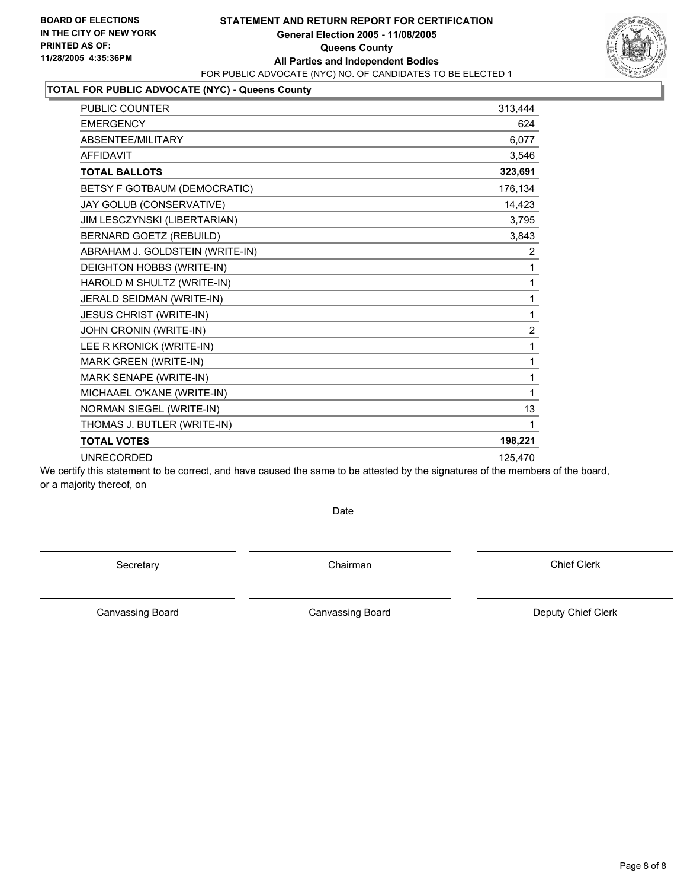**BOARD OF ELECTIONS IN THE CITY OF NEW YORK PRINTED AS OF: 11/28/2005 4:35:36PM**

# STATEMENT AND RETURN REPORT FOR CERTIFICATION

**General Election 2005 - 11/08/2005**
**Queens County**
**All Parties and Independent Bodies**

FOR PUBLIC ADVOCATE (NYC) NO. OF CANDIDATES TO BE ELECTED 1

## TOTAL FOR PUBLIC ADVOCATE (NYC) - Queens County

| | |
|---|---|
| PUBLIC COUNTER | 313,444 |
| EMERGENCY | 624 |
| ABSENTEE/MILITARY | 6,077 |
| AFFIDAVIT | 3,546 |
| **TOTAL BALLOTS** | **323,691** |
| BETSY F GOTBAUM (DEMOCRATIC) | 176,134 |
| JAY GOLUB (CONSERVATIVE) | 14,423 |
| JIM LESCZYNSKI (LIBERTARIAN) | 3,795 |
| BERNARD GOETZ (REBUILD) | 3,843 |
| ABRAHAM J. GOLDSTEIN (WRITE-IN) | 2 |
| DEIGHTON HOBBS (WRITE-IN) | 1 |
| HAROLD M SHULTZ (WRITE-IN) | 1 |
| JERALD SEIDMAN (WRITE-IN) | 1 |
| JESUS CHRIST (WRITE-IN) | 1 |
| JOHN CRONIN (WRITE-IN) | 2 |
| LEE R KRONICK (WRITE-IN) | 1 |
| MARK GREEN (WRITE-IN) | 1 |
| MARK SENAPE (WRITE-IN) | 1 |
| MICHAAEL O'KANE (WRITE-IN) | 1 |
| NORMAN SIEGEL (WRITE-IN) | 13 |
| THOMAS J. BUTLER (WRITE-IN) | 1 |
| **TOTAL VOTES** | **198,221** |
| UNRECORDED | 125,470 |

We certify this statement to be correct, and have caused the same to be attested by the signatures of the members of the board, or a majority thereof, on

Date

Secretary | Chairman | Chief Clerk

Canvassing Board | Canvassing Board | Deputy Chief Clerk